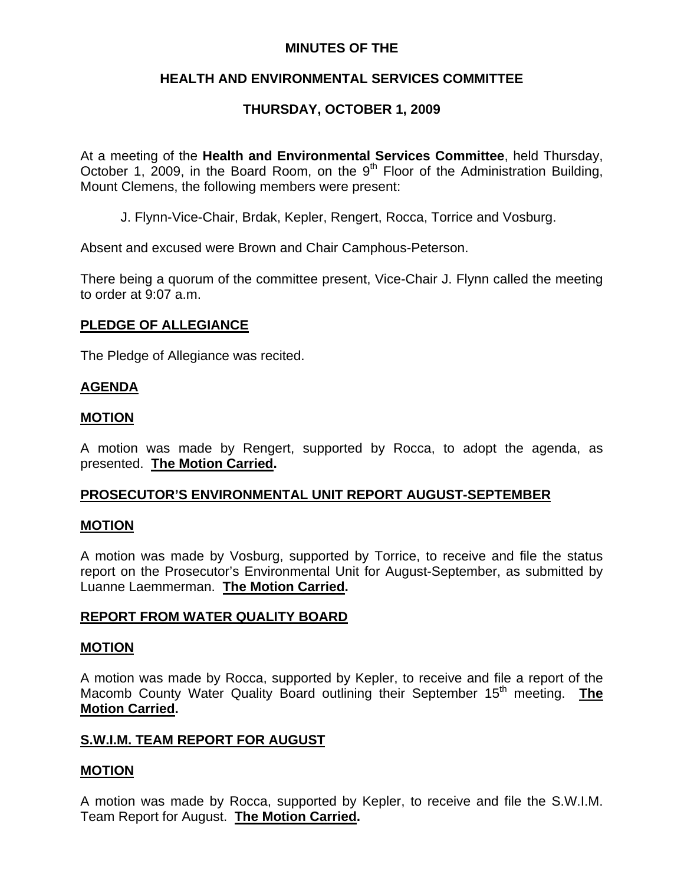# MINUTES OF THE

## HEALTH AND ENVIRONMENTAL SERVICES COMMITTEE

## THURSDAY, OCTOBER 1, 2009

At a meeting of the **Health and Environmental Services Committee**, held Thursday, October 1, 2009, in the Board Room, on the 9th Floor of the Administration Building, Mount Clemens, the following members were present:

J. Flynn-Vice-Chair, Brdak, Kepler, Rengert, Rocca, Torrice and Vosburg.

Absent and excused were Brown and Chair Camphous-Peterson.

There being a quorum of the committee present, Vice-Chair J. Flynn called the meeting to order at 9:07 a.m.

**PLEDGE OF ALLEGIANCE**

The Pledge of Allegiance was recited.

**AGENDA**

**MOTION**

A motion was made by Rengert, supported by Rocca, to adopt the agenda, as presented. **The Motion Carried.**

**PROSECUTOR'S ENVIRONMENTAL UNIT REPORT AUGUST-SEPTEMBER**

**MOTION**

A motion was made by Vosburg, supported by Torrice, to receive and file the status report on the Prosecutor's Environmental Unit for August-September, as submitted by Luanne Laemmerman. **The Motion Carried.**

**REPORT FROM WATER QUALITY BOARD**

**MOTION**

A motion was made by Rocca, supported by Kepler, to receive and file a report of the Macomb County Water Quality Board outlining their September 15th meeting. **The Motion Carried.**

**S.W.I.M. TEAM REPORT FOR AUGUST**

**MOTION**

A motion was made by Rocca, supported by Kepler, to receive and file the S.W.I.M. Team Report for August. **The Motion Carried.**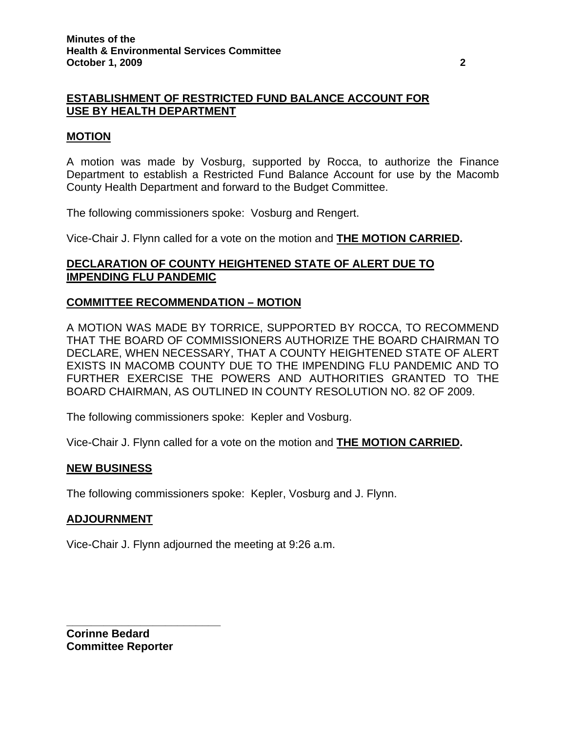## ESTABLISHMENT OF RESTRICTED FUND BALANCE ACCOUNT FOR USE BY HEALTH DEPARTMENT

### MOTION

A motion was made by Vosburg, supported by Rocca, to authorize the Finance Department to establish a Restricted Fund Balance Account for use by the Macomb County Health Department and forward to the Budget Committee.

The following commissioners spoke: Vosburg and Rengert.

Vice-Chair J. Flynn called for a vote on the motion and **THE MOTION CARRIED.**

## DECLARATION OF COUNTY HEIGHTENED STATE OF ALERT DUE TO IMPENDING FLU PANDEMIC

### COMMITTEE RECOMMENDATION – MOTION

A MOTION WAS MADE BY TORRICE, SUPPORTED BY ROCCA, TO RECOMMEND THAT THE BOARD OF COMMISSIONERS AUTHORIZE THE BOARD CHAIRMAN TO DECLARE, WHEN NECESSARY, THAT A COUNTY HEIGHTENED STATE OF ALERT EXISTS IN MACOMB COUNTY DUE TO THE IMPENDING FLU PANDEMIC AND TO FURTHER EXERCISE THE POWERS AND AUTHORITIES GRANTED TO THE BOARD CHAIRMAN, AS OUTLINED IN COUNTY RESOLUTION NO. 82 OF 2009.

The following commissioners spoke: Kepler and Vosburg.

Vice-Chair J. Flynn called for a vote on the motion and **THE MOTION CARRIED.**

## NEW BUSINESS

The following commissioners spoke: Kepler, Vosburg and J. Flynn.

## ADJOURNMENT

Vice-Chair J. Flynn adjourned the meeting at 9:26 a.m.

_________________________

**Corinne Bedard**
**Committee Reporter**